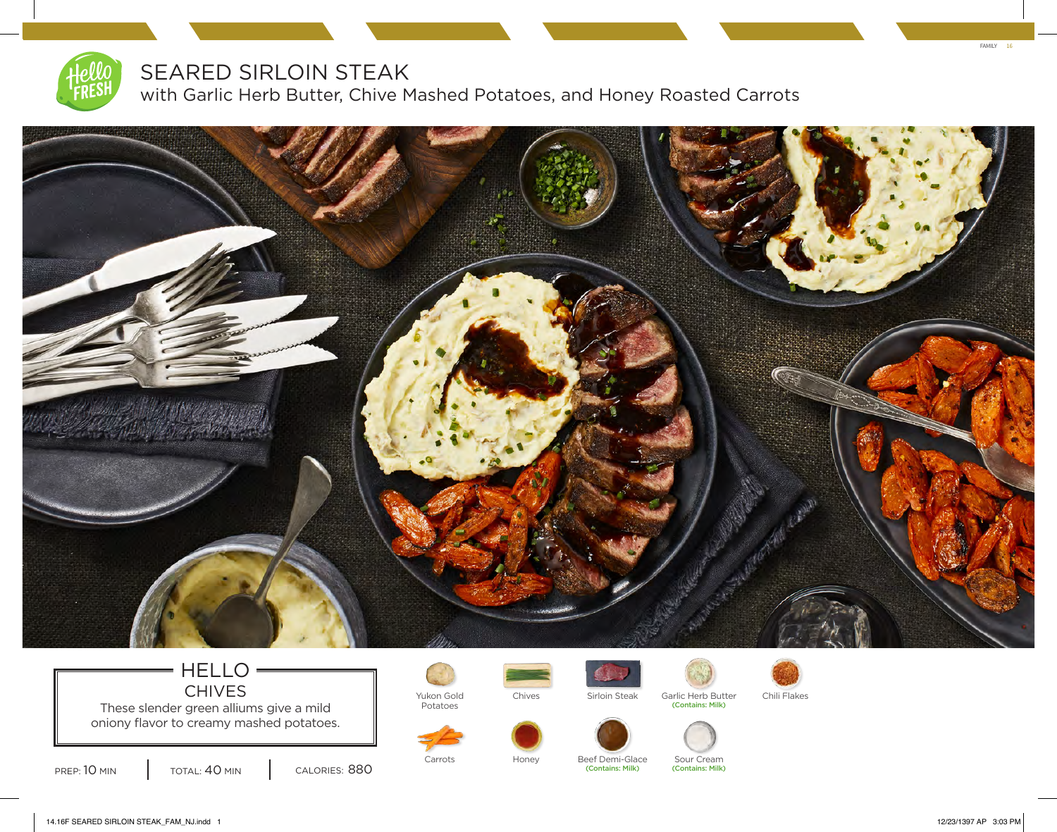# SEARED SIRLOIN STEAK

## with Garlic Herb Butter, Chive Mashed Potatoes, and Honey Roasted Carrots

### HELLO CHIVES

These slender green alliums give a mild oniony flavor to creamy mashed potatoes.

PREP: 10 MIN | TOTAL: 40 MIN | CALORIES: 880

- Yukon Gold Potatoes
- Chives
- Sirloin Steak
- Garlic Herb Butter (Contains: Milk)
- Chili Flakes
- Carrots
- Honey
- Beef Demi-Glace (Contains: Milk)
- Sour Cream (Contains: Milk)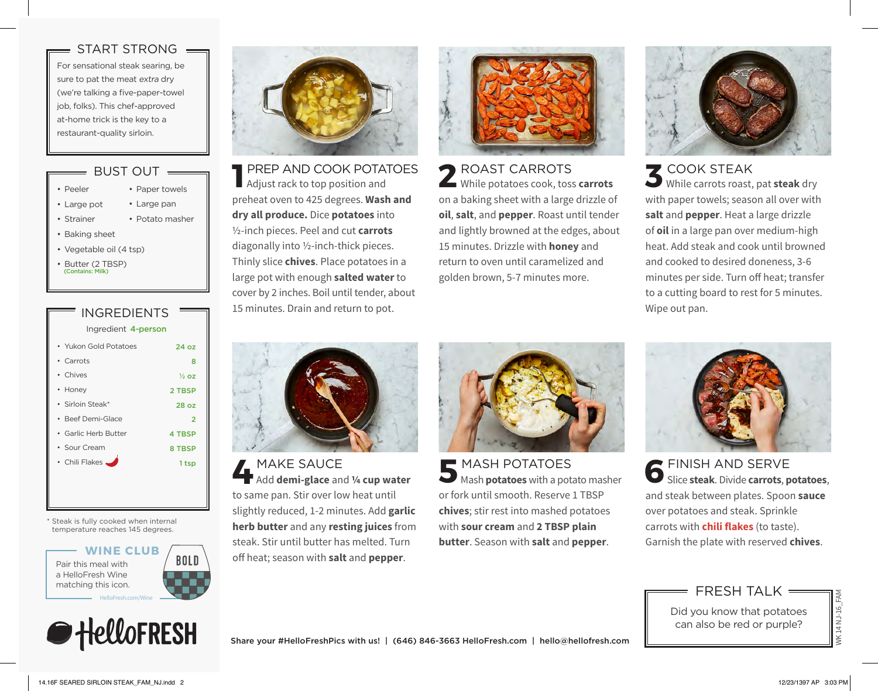## START STRONG

For sensational steak searing, be sure to pat the meat *extra* dry (we're talking a five-paper-towel job, folks). This chef-approved at-home trick is the key to a restaurant-quality sirloin.

## BUST OUT

- Peeler
- Large pot
- Strainer
- Baking sheet
- Vegetable oil (4 tsp)
- Butter (2 TBSP) (Contains: Milk)
- Paper towels
- Large pan
- Potato masher

## INGREDIENTS

| Ingredient | 4-person |
|---|---|
| Yukon Gold Potatoes | 24 oz |
| Carrots | 8 |
| Chives | ½ oz |
| Honey | 2 TBSP |
| Sirloin Steak* | 28 oz |
| Beef Demi-Glace | 2 |
| Garlic Herb Butter | 4 TBSP |
| Sour Cream | 8 TBSP |
| Chili Flakes | 1 tsp |

\* Steak is fully cooked when internal temperature reaches 145 degrees.

**WINE CLUB**

Pair this meal with a HelloFresh Wine matching this icon.

BOLD

HelloFresh.com/Wine

HelloFRESH

### 1 PREP AND COOK POTATOES

Adjust rack to top position and preheat oven to 425 degrees. **Wash and dry all produce.** Dice **potatoes** into ½-inch pieces. Peel and cut **carrots** diagonally into ½-inch-thick pieces. Thinly slice **chives**. Place potatoes in a large pot with enough **salted water** to cover by 2 inches. Boil until tender, about 15 minutes. Drain and return to pot.

### 2 ROAST CARROTS

While potatoes cook, toss **carrots** on a baking sheet with a large drizzle of **oil**, **salt**, and **pepper**. Roast until tender and lightly browned at the edges, about 15 minutes. Drizzle with **honey** and return to oven until caramelized and golden brown, 5-7 minutes more.

### 3 COOK STEAK

While carrots roast, pat **steak** dry with paper towels; season all over with **salt** and **pepper**. Heat a large drizzle of **oil** in a large pan over medium-high heat. Add steak and cook until browned and cooked to desired doneness, 3-6 minutes per side. Turn off heat; transfer to a cutting board to rest for 5 minutes. Wipe out pan.

### 4 MAKE SAUCE

Add **demi-glace** and **¼ cup water** to same pan. Stir over low heat until slightly reduced, 1-2 minutes. Add **garlic herb butter** and any **resting juices** from steak. Stir until butter has melted. Turn off heat; season with **salt** and **pepper**.

### 5 MASH POTATOES

Mash **potatoes** with a potato masher or fork until smooth. Reserve 1 TBSP **chives**; stir rest into mashed potatoes with **sour cream** and **2 TBSP plain butter**. Season with **salt** and **pepper**.

### 6 FINISH AND SERVE

Slice **steak**. Divide **carrots**, **potatoes**, and steak between plates. Spoon **sauce** over potatoes and steak. Sprinkle carrots with **chili flakes** (to taste). Garnish the plate with reserved **chives**.

## FRESH TALK

Did you know that potatoes can also be red or purple?

Share your #HelloFreshPics with us! | (646) 846-3663 HelloFresh.com | hello@hellofresh.com

WK 14 NJ-16_FAM